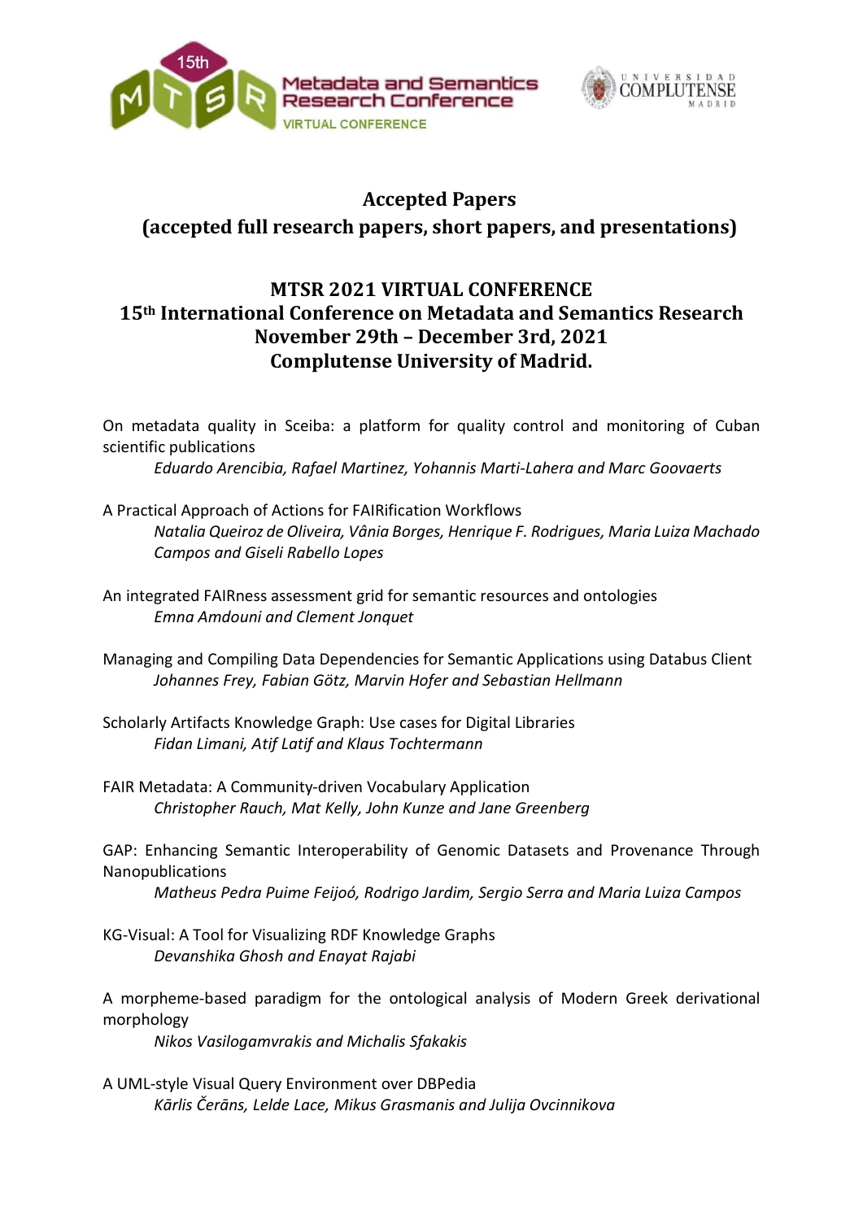Metadata and Semantics Research Conference
VIRTUAL CONFERENCE

UNIVERSIDAD COMPLUTENSE MADRID

# Accepted Papers
## (accepted full research papers, short papers, and presentations)

## MTSR 2021 VIRTUAL CONFERENCE
## 15th International Conference on Metadata and Semantics Research
## November 29th – December 3rd, 2021
## Complutense University of Madrid.

On metadata quality in Sceiba: a platform for quality control and monitoring of Cuban scientific publications
*Eduardo Arencibia, Rafael Martinez, Yohannis Marti-Lahera and Marc Goovaerts*

A Practical Approach of Actions for FAIRification Workflows
*Natalia Queiroz de Oliveira, Vânia Borges, Henrique F. Rodrigues, Maria Luiza Machado Campos and Giseli Rabello Lopes*

An integrated FAIRness assessment grid for semantic resources and ontologies
*Emna Amdouni and Clement Jonquet*

Managing and Compiling Data Dependencies for Semantic Applications using Databus Client
*Johannes Frey, Fabian Götz, Marvin Hofer and Sebastian Hellmann*

Scholarly Artifacts Knowledge Graph: Use cases for Digital Libraries
*Fidan Limani, Atif Latif and Klaus Tochtermann*

FAIR Metadata: A Community-driven Vocabulary Application
*Christopher Rauch, Mat Kelly, John Kunze and Jane Greenberg*

GAP: Enhancing Semantic Interoperability of Genomic Datasets and Provenance Through Nanopublications
*Matheus Pedra Puime Feijoó, Rodrigo Jardim, Sergio Serra and Maria Luiza Campos*

KG-Visual: A Tool for Visualizing RDF Knowledge Graphs
*Devanshika Ghosh and Enayat Rajabi*

A morpheme-based paradigm for the ontological analysis of Modern Greek derivational morphology
*Nikos Vasilogamvrakis and Michalis Sfakakis*

A UML-style Visual Query Environment over DBPedia
*Kārlis Čerāns, Lelde Lace, Mikus Grasmanis and Julija Ovcinnikova*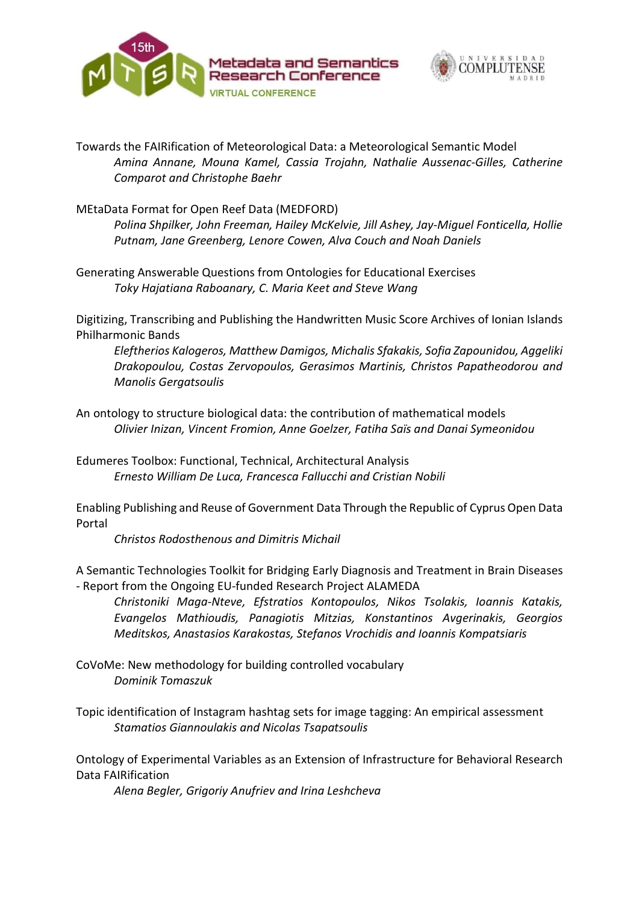Towards the FAIRification of Meteorological Data: a Meteorological Semantic Model
*Amina Annane, Mouna Kamel, Cassia Trojahn, Nathalie Aussenac-Gilles, Catherine Comparot and Christophe Baehr*

MEtaData Format for Open Reef Data (MEDFORD)
*Polina Shpilker, John Freeman, Hailey McKelvie, Jill Ashey, Jay-Miguel Fonticella, Hollie Putnam, Jane Greenberg, Lenore Cowen, Alva Couch and Noah Daniels*

Generating Answerable Questions from Ontologies for Educational Exercises
*Toky Hajatiana Raboanary, C. Maria Keet and Steve Wang*

Digitizing, Transcribing and Publishing the Handwritten Music Score Archives of Ionian Islands Philharmonic Bands
*Eleftherios Kalogeros, Matthew Damigos, Michalis Sfakakis, Sofia Zapounidou, Aggeliki Drakopoulou, Costas Zervopoulos, Gerasimos Martinis, Christos Papatheodorou and Manolis Gergatsoulis*

An ontology to structure biological data: the contribution of mathematical models
*Olivier Inizan, Vincent Fromion, Anne Goelzer, Fatiha Saïs and Danai Symeonidou*

Edumeres Toolbox: Functional, Technical, Architectural Analysis
*Ernesto William De Luca, Francesca Fallucchi and Cristian Nobili*

Enabling Publishing and Reuse of Government Data Through the Republic of Cyprus Open Data Portal
*Christos Rodosthenous and Dimitris Michail*

A Semantic Technologies Toolkit for Bridging Early Diagnosis and Treatment in Brain Diseases - Report from the Ongoing EU-funded Research Project ALAMEDA
*Christoniki Maga-Nteve, Efstratios Kontopoulos, Nikos Tsolakis, Ioannis Katakis, Evangelos Mathioudis, Panagiotis Mitzias, Konstantinos Avgerinakis, Georgios Meditskos, Anastasios Karakostas, Stefanos Vrochidis and Ioannis Kompatsiaris*

CoVoMe: New methodology for building controlled vocabulary
*Dominik Tomaszuk*

Topic identification of Instagram hashtag sets for image tagging: An empirical assessment
*Stamatios Giannoulakis and Nicolas Tsapatsoulis*

Ontology of Experimental Variables as an Extension of Infrastructure for Behavioral Research Data FAIRification
*Alena Begler, Grigoriy Anufriev and Irina Leshcheva*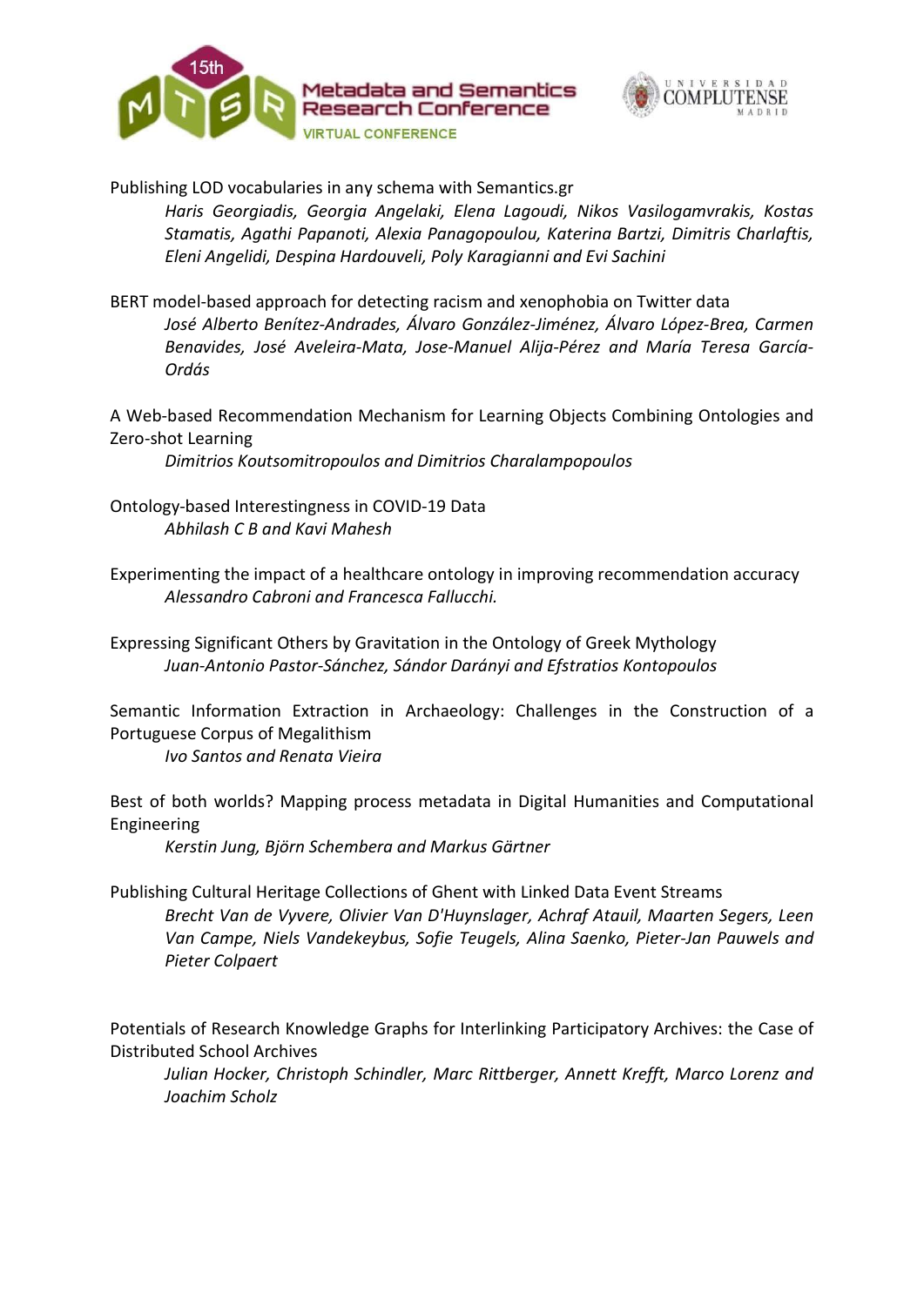Publishing LOD vocabularies in any schema with Semantics.gr

*Haris Georgiadis, Georgia Angelaki, Elena Lagoudi, Nikos Vasilogamvrakis, Kostas Stamatis, Agathi Papanoti, Alexia Panagopoulou, Katerina Bartzi, Dimitris Charlaftis, Eleni Angelidi, Despina Hardouveli, Poly Karagianni and Evi Sachini*

BERT model-based approach for detecting racism and xenophobia on Twitter data

*José Alberto Benítez-Andrades, Álvaro González-Jiménez, Álvaro López-Brea, Carmen Benavides, José Aveleira-Mata, Jose-Manuel Alija-Pérez and María Teresa García-Ordás*

A Web-based Recommendation Mechanism for Learning Objects Combining Ontologies and Zero-shot Learning

*Dimitrios Koutsomitropoulos and Dimitrios Charalampopoulos*

Ontology-based Interestingness in COVID-19 Data

*Abhilash C B and Kavi Mahesh*

Experimenting the impact of a healthcare ontology in improving recommendation accuracy

*Alessandro Cabroni and Francesca Fallucchi.*

Expressing Significant Others by Gravitation in the Ontology of Greek Mythology

*Juan-Antonio Pastor-Sánchez, Sándor Darányi and Efstratios Kontopoulos*

Semantic Information Extraction in Archaeology: Challenges in the Construction of a Portuguese Corpus of Megalithism

*Ivo Santos and Renata Vieira*

Best of both worlds? Mapping process metadata in Digital Humanities and Computational Engineering

*Kerstin Jung, Björn Schembera and Markus Gärtner*

Publishing Cultural Heritage Collections of Ghent with Linked Data Event Streams

*Brecht Van de Vyvere, Olivier Van D'Huynslager, Achraf Atauil, Maarten Segers, Leen Van Campe, Niels Vandekeybus, Sofie Teugels, Alina Saenko, Pieter-Jan Pauwels and Pieter Colpaert*

Potentials of Research Knowledge Graphs for Interlinking Participatory Archives: the Case of Distributed School Archives

*Julian Hocker, Christoph Schindler, Marc Rittberger, Annett Krefft, Marco Lorenz and Joachim Scholz*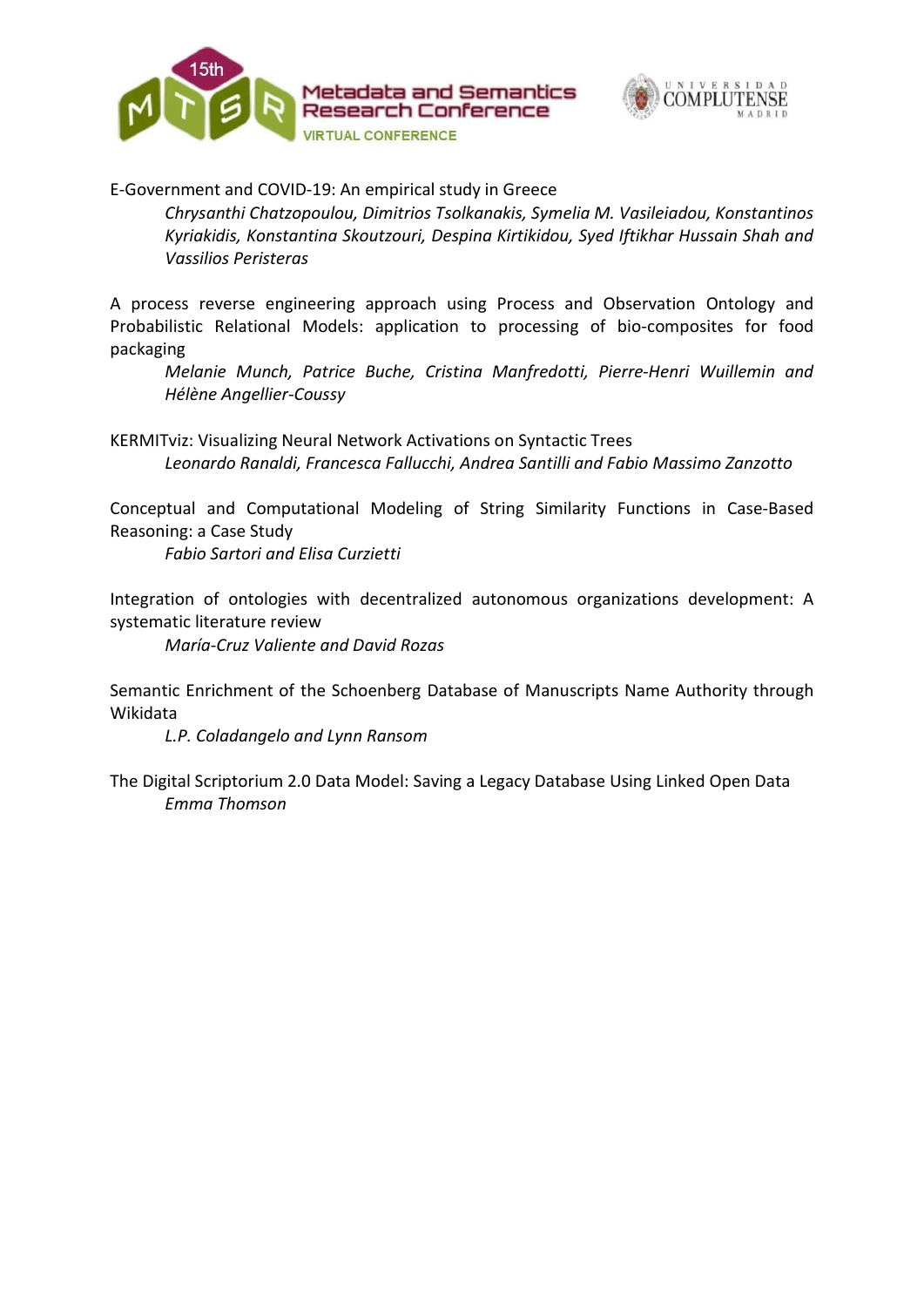E-Government and COVID-19: An empirical study in Greece

*Chrysanthi Chatzopoulou, Dimitrios Tsolkanakis, Symelia M. Vasileiadou, Konstantinos Kyriakidis, Konstantina Skoutzouri, Despina Kirtikidou, Syed Iftikhar Hussain Shah and Vassilios Peristeras*

A process reverse engineering approach using Process and Observation Ontology and Probabilistic Relational Models: application to processing of bio-composites for food packaging

*Melanie Munch, Patrice Buche, Cristina Manfredotti, Pierre-Henri Wuillemin and Hélène Angellier-Coussy*

KERMITviz: Visualizing Neural Network Activations on Syntactic Trees

*Leonardo Ranaldi, Francesca Fallucchi, Andrea Santilli and Fabio Massimo Zanzotto*

Conceptual and Computational Modeling of String Similarity Functions in Case-Based Reasoning: a Case Study

*Fabio Sartori and Elisa Curzietti*

Integration of ontologies with decentralized autonomous organizations development: A systematic literature review

*María-Cruz Valiente and David Rozas*

Semantic Enrichment of the Schoenberg Database of Manuscripts Name Authority through Wikidata

*L.P. Coladangelo and Lynn Ransom*

The Digital Scriptorium 2.0 Data Model: Saving a Legacy Database Using Linked Open Data

*Emma Thomson*